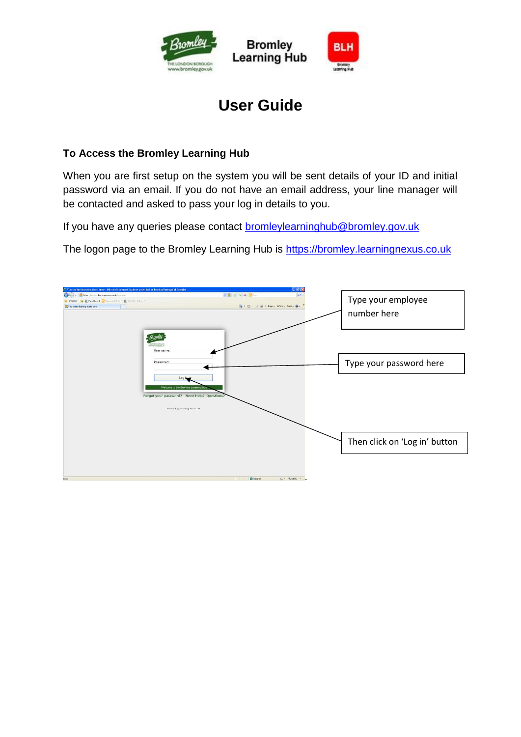Bromley Learning Hub

# User Guide

## To Access the Bromley Learning Hub

When you are first setup on the system you will be sent details of your ID and initial password via an email. If you do not have an email address, your line manager will be contacted and asked to pass your log in details to you.

If you have any queries please contact bromleylearninghub@bromley.gov.uk

The logon page to the Bromley Learning Hub is https://bromley.learningnexus.co.uk

Type your employee number here

Type your password here

Then click on 'Log in' button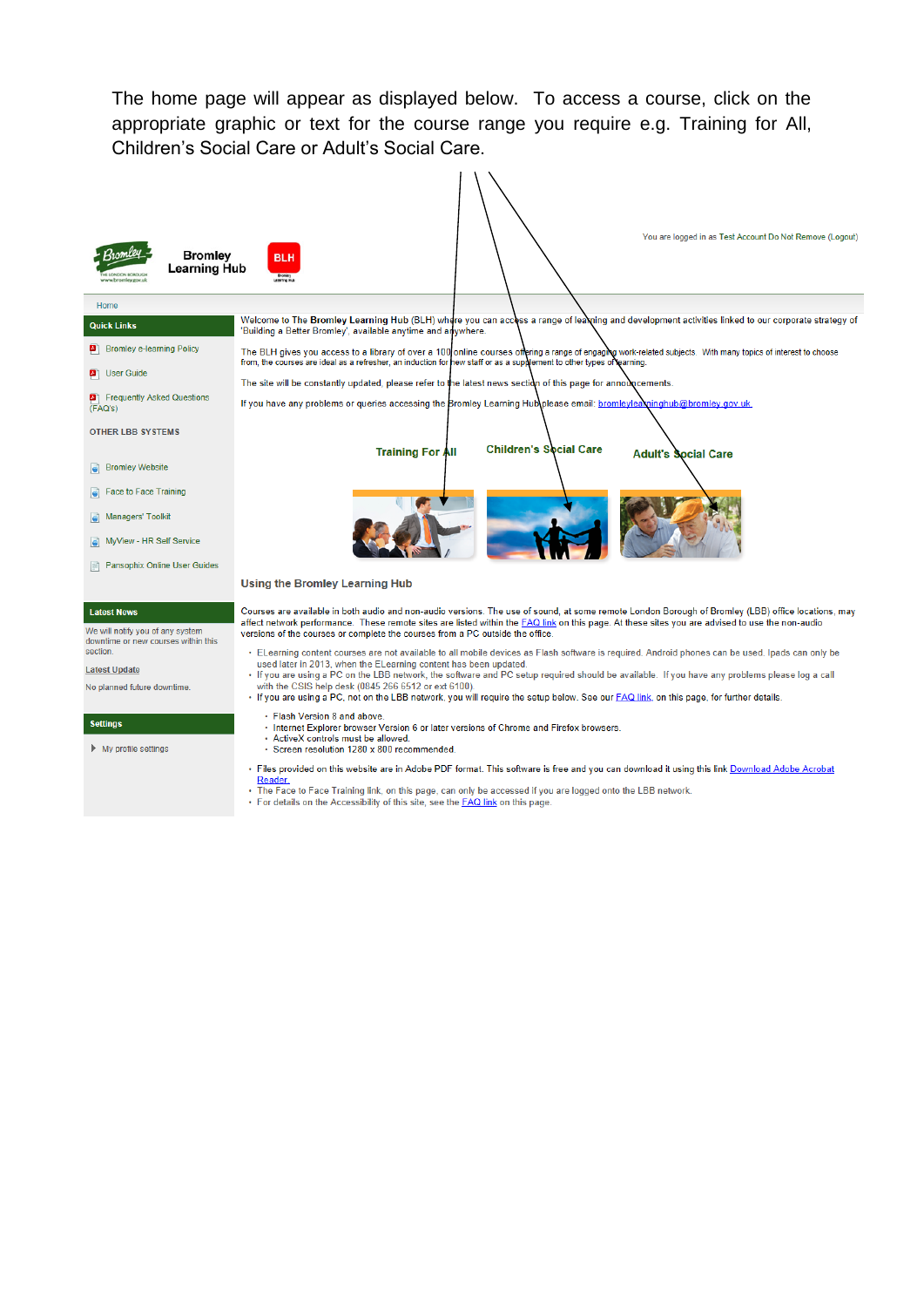The home page will appear as displayed below. To access a course, click on the appropriate graphic or text for the course range you require e.g. Training for All, Children's Social Care or Adult's Social Care.

You are logged in as Test Account Do Not Remove (Logout)

Bromley Learning Hub

BLH

Home

**Quick Links**

- Bromley e-learning Policy
- User Guide
- Frequently Asked Questions (FAQ's)

OTHER LBB SYSTEMS

- Bromley Website
- Face to Face Training
- Managers' Toolkit
- MyView - HR Self Service
- Pansophix Online User Guides

**Latest News**

We will notify you of any system downtime or new courses within this section.

Latest Update

No planned future downtime.

**Settings**

- My profile settings

Welcome to The **Bromley Learning Hub** (BLH) where you can access a range of learning and development activities linked to our corporate strategy of 'Building a Better Bromley', available anytime and anywhere.

The BLH gives you access to a library of over a 100 online courses offering a range of engaging work-related subjects. With many topics of interest to choose from, the courses are ideal as a refresher, an induction for new staff or as a supplement to other types of learning.

The site will be constantly updated, please refer to the latest news section of this page for announcements.

If you have any problems or queries accessing the Bromley Learning Hub please email: bromleylearninghub@bromley.gov.uk.

Training For All | Children's Social Care | Adult's Social Care

**Using the Bromley Learning Hub**

Courses are available in both audio and non-audio versions. The use of sound, at some remote London Borough of Bromley (LBB) office locations, may affect network performance. These remote sites are listed within the FAQ link on this page. At these sites you are advised to use the non-audio versions of the courses or complete the courses from a PC outside the office.

- ELearning content courses are not available to all mobile devices as Flash software is required. Android phones can be used. Ipads can only be used later in 2013, when the ELearning content has been updated.
- If you are using a PC on the LBB network, the software and PC setup required should be available. If you have any problems please log a call with the CSIS help desk (0845 266 6512 or ext 6100).
- If you are using a PC, not on the LBB network, you will require the setup below. See our FAQ link, on this page, for further details.
  - Flash Version 8 and above.
  - Internet Explorer browser Version 6 or later versions of Chrome and Firefox browsers.
  - ActiveX controls must be allowed.
  - Screen resolution 1280 x 800 recommended.
- Files provided on this website are in Adobe PDF format. This software is free and you can download it using this link Download Adobe Acrobat Reader.
- The Face to Face Training link, on this page, can only be accessed if you are logged onto the LBB network.
- For details on the Accessibility of this site, see the FAQ link on this page.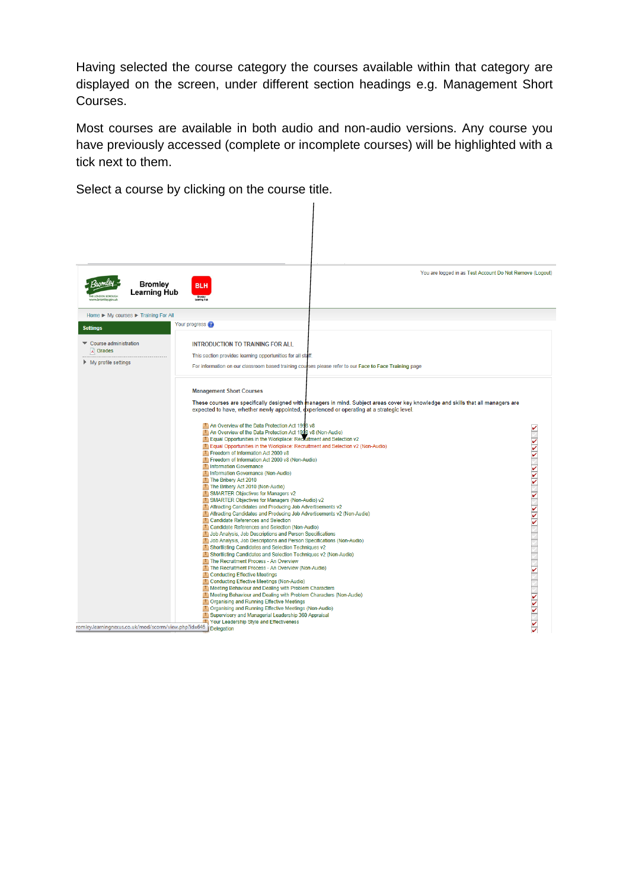Having selected the course category the courses available within that category are displayed on the screen, under different section headings e.g. Management Short Courses.

Most courses are available in both audio and non-audio versions. Any course you have previously accessed (complete or incomplete courses) will be highlighted with a tick next to them.

Select a course by clicking on the course title.

You are logged in as Test Account Do Not Remove (Logout)

Bromley Learning Hub

BLH

Home ► My courses ► Training For All

**Settings**

- Course administration
  - Grades
- My profile settings

Your progress

INTRODUCTION TO TRAINING FOR ALL

This section provides learning opportunities for all staff.

For information on our classroom based training courses please refer to our Face to Face Training page

**Management Short Courses**

These courses are specifically designed with managers in mind. Subject areas cover key knowledge and skills that all managers are expected to have, whether newly appointed, experienced or operating at a strategic level.

- An Overview of the Data Protection Act 1998 v8
- An Overview of the Data Protection Act 1998 v8 (Non-Audio)
- Equal Opportunities in the Workplace: Recruitment and Selection v2
- Equal Opportunities in the Workplace: Recruitment and Selection v2 (Non-Audio)
- Freedom of Information Act 2000 v8
- Freedom of Information Act 2000 v8 (Non-Audio)
- Information Governance
- Information Governance (Non-Audio)
- The Bribery Act 2010
- The Bribery Act 2010 (Non-Audio)
- SMARTER Objectives for Managers v2
- SMARTER Objectives for Managers (Non-Audio) v2
- Attracting Candidates and Producing Job Advertisements v2
- Attracting Candidates and Producing Job Advertisements v2 (Non-Audio)
- Candidate References and Selection
- Candidate References and Selection (Non-Audio)
- Job Analysis, Job Descriptions and Person Specifications
- Job Analysis, Job Descriptions and Person Specifications (Non-Audio)
- Shortlisting Candidates and Selection Techniques v2
- Shortlisting Candidates and Selection Techniques v2 (Non-Audio)
- The Recruitment Process - An Overview
- The Recruitment Process - An Overview (Non-Audio)
- Conducting Effective Meetings
- Conducting Effective Meetings (Non-Audio)
- Meeting Behaviour and Dealing with Problem Characters
- Meeting Behaviour and Dealing with Problem Characters (Non-Audio)
- Organising and Running Effective Meetings
- Organising and Running Effective Meetings (Non-Audio)
- Supervisory and Managerial Leadership 360 Appraisal
- Your Leadership Style and Effectiveness
- Delegation

romley.learningnexus.co.uk/mod/scorm/view.php?id=646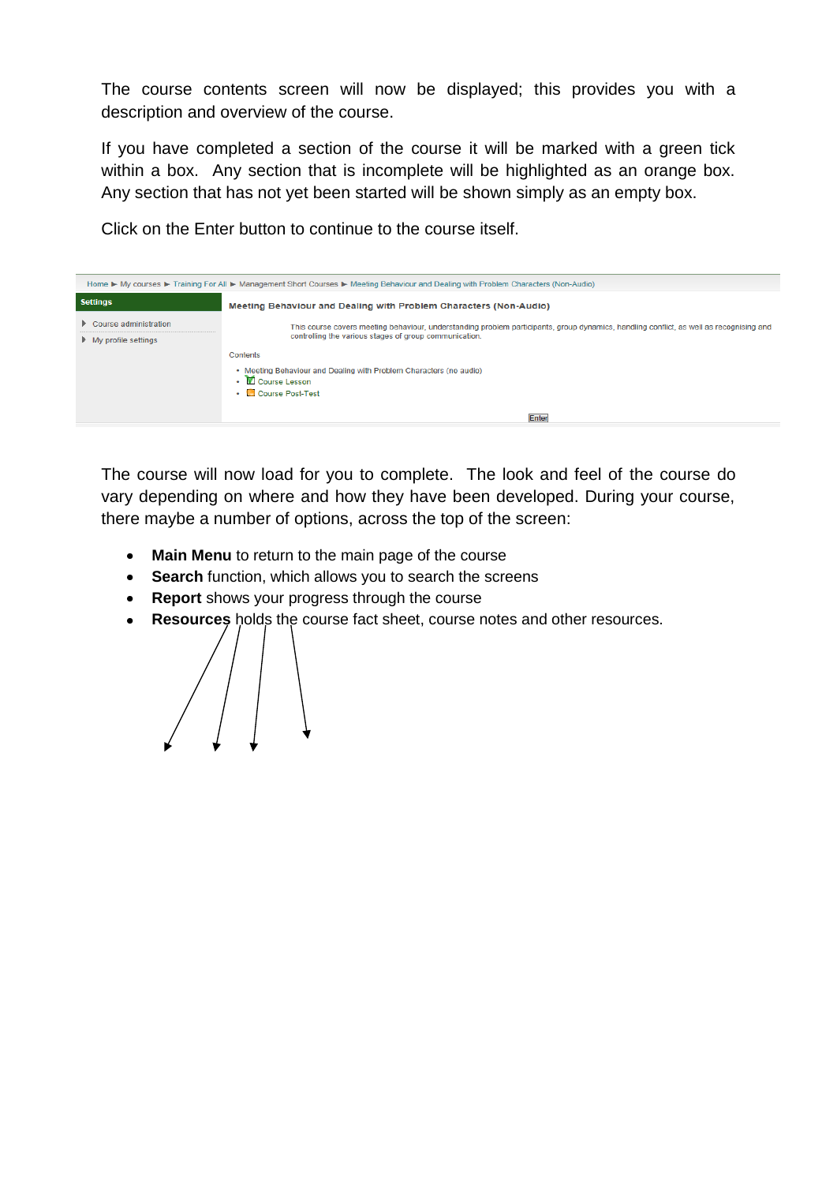The course contents screen will now be displayed; this provides you with a description and overview of the course.

If you have completed a section of the course it will be marked with a green tick within a box. Any section that is incomplete will be highlighted as an orange box. Any section that has not yet been started will be shown simply as an empty box.

Click on the Enter button to continue to the course itself.

Home ► My courses ► Training For All ► Management Short Courses ► Meeting Behaviour and Dealing with Problem Characters (Non-Audio)

**Settings**

- Course administration
- My profile settings

**Meeting Behaviour and Dealing with Problem Characters (Non-Audio)**

This course covers meeting behaviour, understanding problem participants, group dynamics, handling conflict, as well as recognising and controlling the various stages of group communication.

Contents

- Meeting Behaviour and Dealing with Problem Characters (no audio)
- Course Lesson
- Course Post-Test

Enter

The course will now load for you to complete. The look and feel of the course do vary depending on where and how they have been developed. During your course, there maybe a number of options, across the top of the screen:

- **Main Menu** to return to the main page of the course
- **Search** function, which allows you to search the screens
- **Report** shows your progress through the course
- **Resources** holds the course fact sheet, course notes and other resources.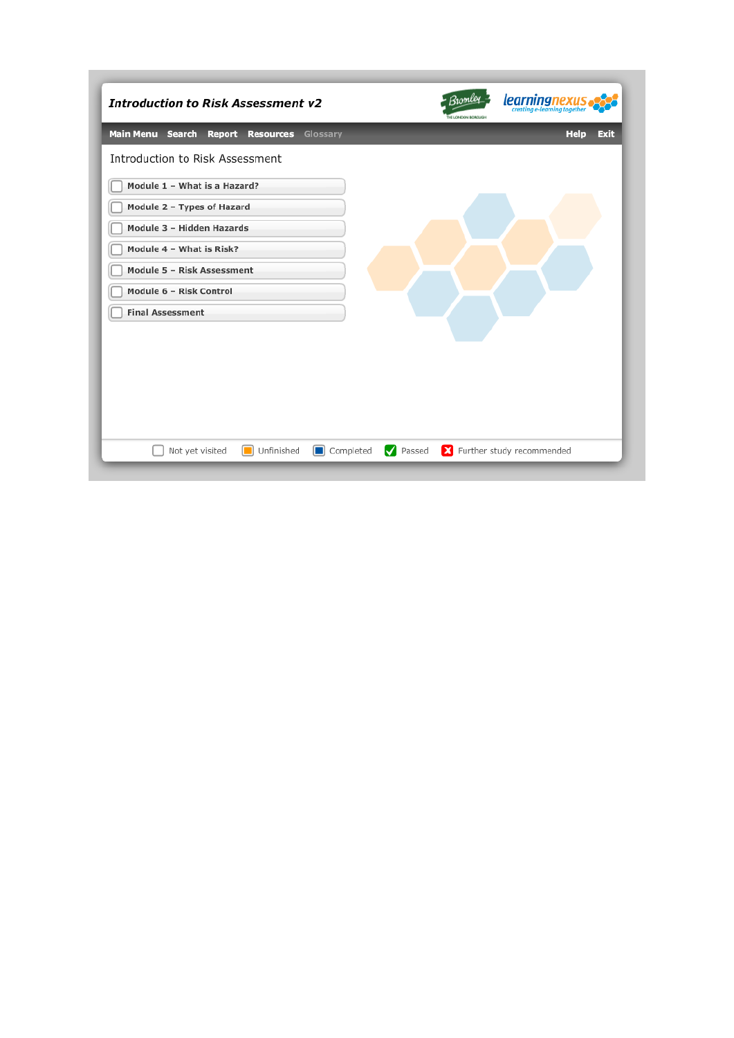**Introduction to Risk Assessment v2**

Main Menu | Search | Report | Resources | Glossary | Help | Exit

Introduction to Risk Assessment

- Module 1 – What is a Hazard?
- Module 2 – Types of Hazard
- Module 3 – Hidden Hazards
- Module 4 – What is Risk?
- Module 5 – Risk Assessment
- Module 6 – Risk Control
- Final Assessment

Not yet visited | Unfinished | Completed | Passed | Further study recommended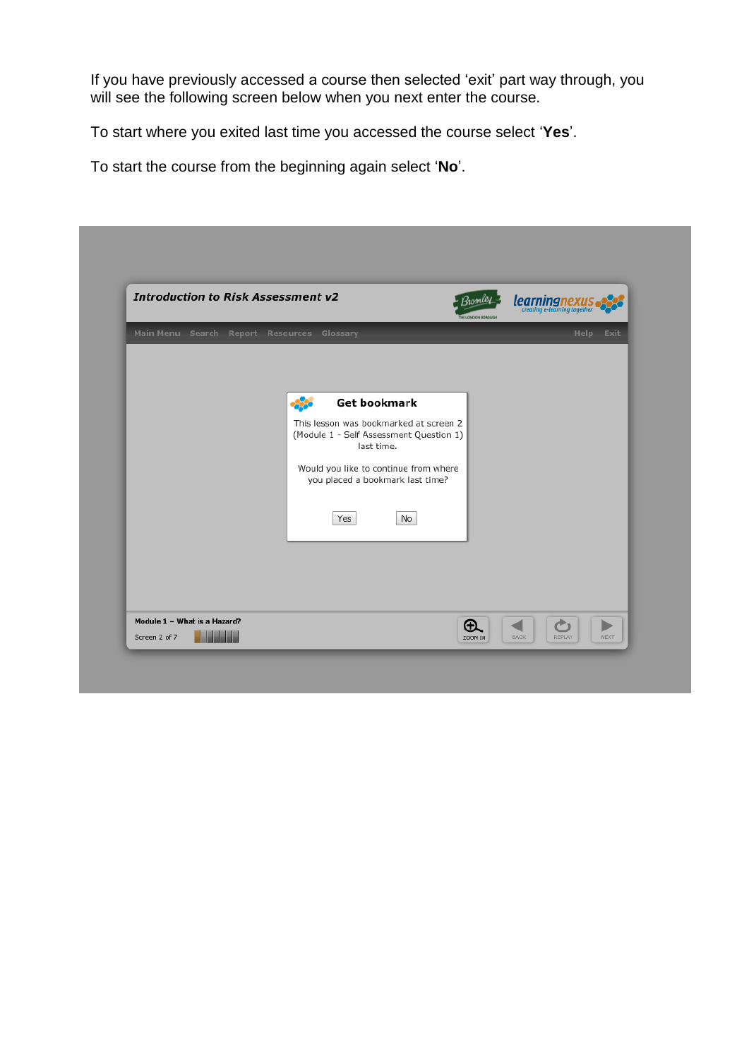If you have previously accessed a course then selected ‘exit’ part way through, you will see the following screen below when you next enter the course.

To start where you exited last time you accessed the course select ‘**Yes**’.

To start the course from the beginning again select ‘**No**’.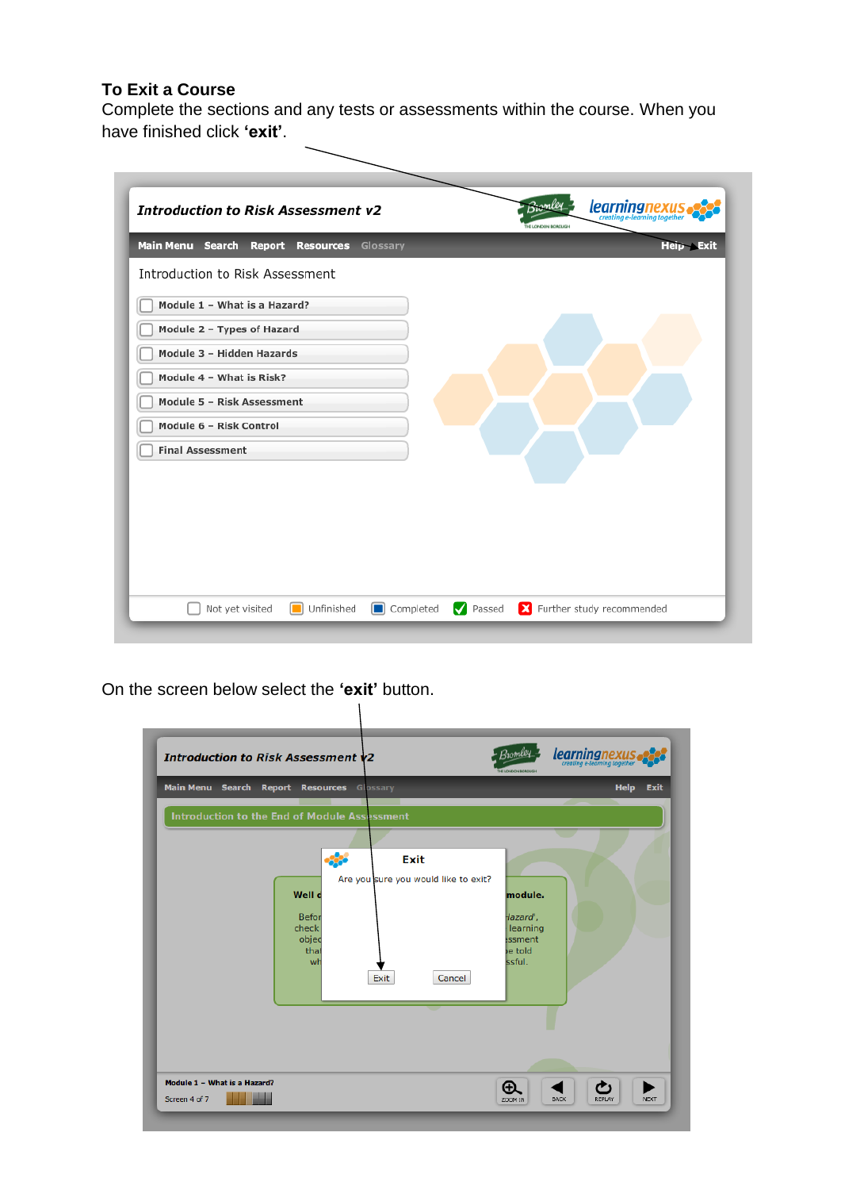**To Exit a Course**

Complete the sections and any tests or assessments within the course. When you have finished click **'exit'**.

On the screen below select the **'exit'** button.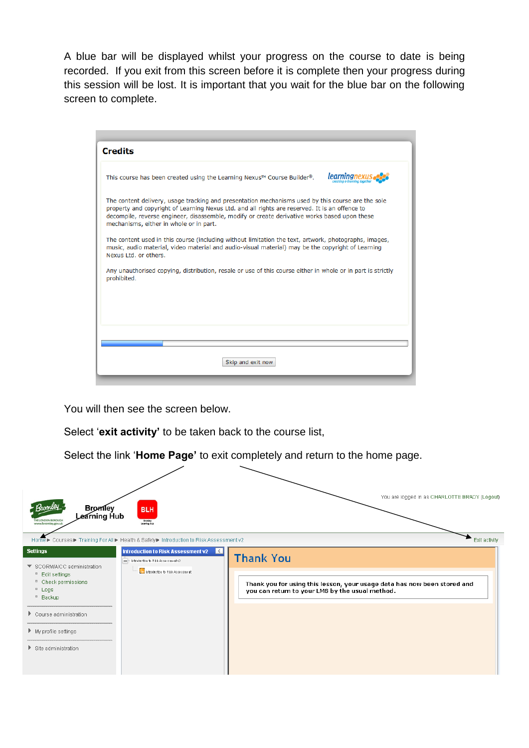A blue bar will be displayed whilst your progress on the course to date is being recorded. If you exit from this screen before it is complete then your progress during this session will be lost. It is important that you wait for the blue bar on the following screen to complete.

**Credits**

This course has been created using the Learning Nexus™ Course Builder®.

The content delivery, usage tracking and presentation mechanisms used by this course are the sole property and copyright of Learning Nexus Ltd. and all rights are reserved. It is an offence to decompile, reverse engineer, disassemble, modify or create derivative works based upon these mechanisms, either in whole or in part.

The content used in this course (including without limitation the text, artwork, photographs, images, music, audio material, video material and audio-visual material) may be the copyright of Learning Nexus Ltd. or others.

Any unauthorised copying, distribution, resale or use of this course either in whole or in part is strictly prohibited.

Skip and exit now

You will then see the screen below.

Select '**exit activity'** to be taken back to the course list,

Select the link '**Home Page'** to exit completely and return to the home page.

You are logged in as CHARLOTTE BRADY (Logout)

Bromley Learning Hub

Home ▸ Courses ▸ Training For All ▸ Health & Safety ▸ Introduction to Risk Assessment v2

Exit activity

**Settings**

- SCORM/AICC administration
  - Edit settings
  - Check permissions
  - Logs
  - Backup
- Course administration
- My profile settings
- Site administration

**Introduction to Risk Assessment v2**

**Thank You**

Thank you for using this lesson, your usage data has now been stored and you can return to your LMS by the usual method.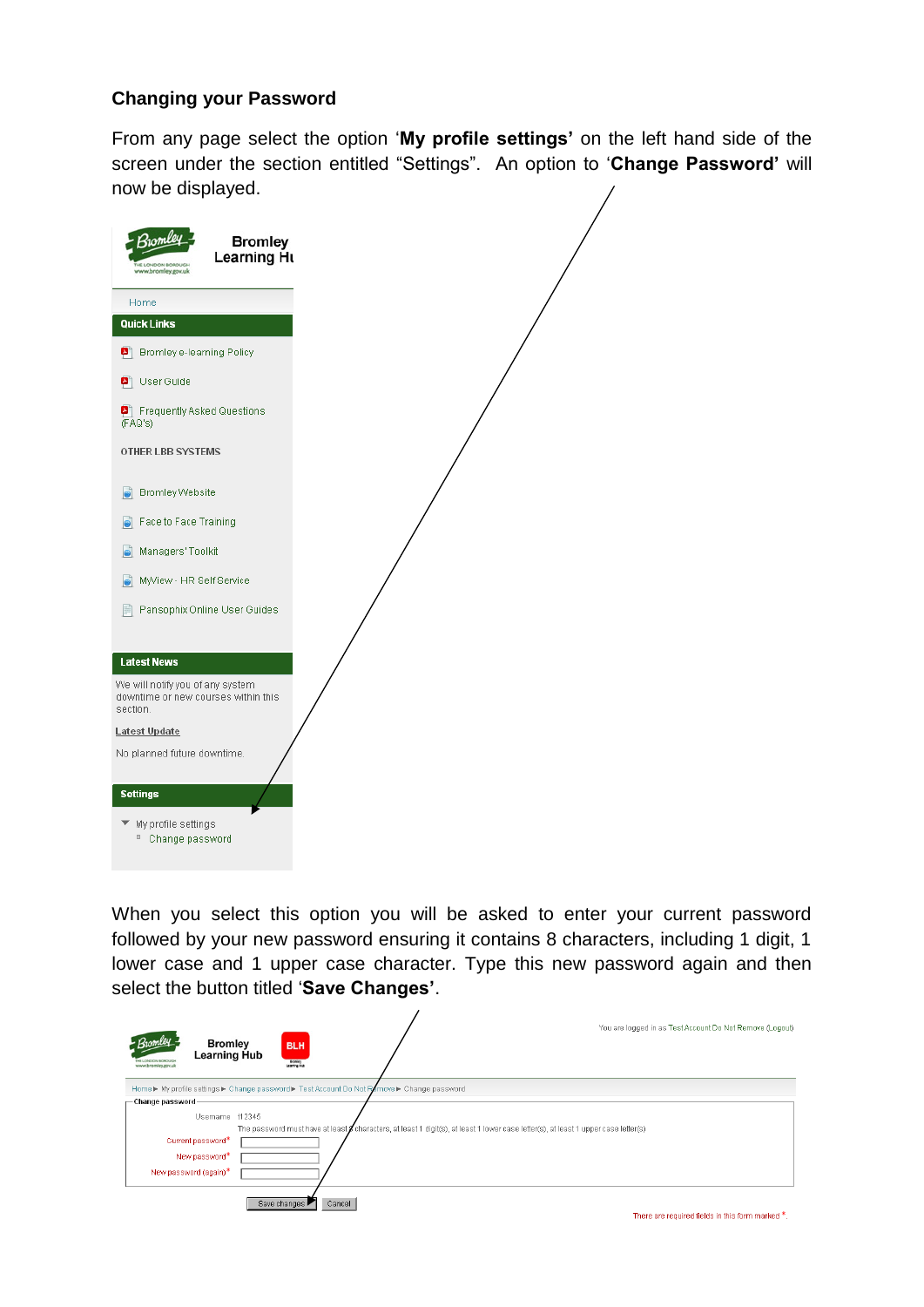## Changing your Password

From any page select the option '**My profile settings'** on the left hand side of the screen under the section entitled "Settings". An option to '**Change Password'** will now be displayed.

When you select this option you will be asked to enter your current password followed by your new password ensuring it contains 8 characters, including 1 digit, 1 lower case and 1 upper case character. Type this new password again and then select the button titled '**Save Changes'**.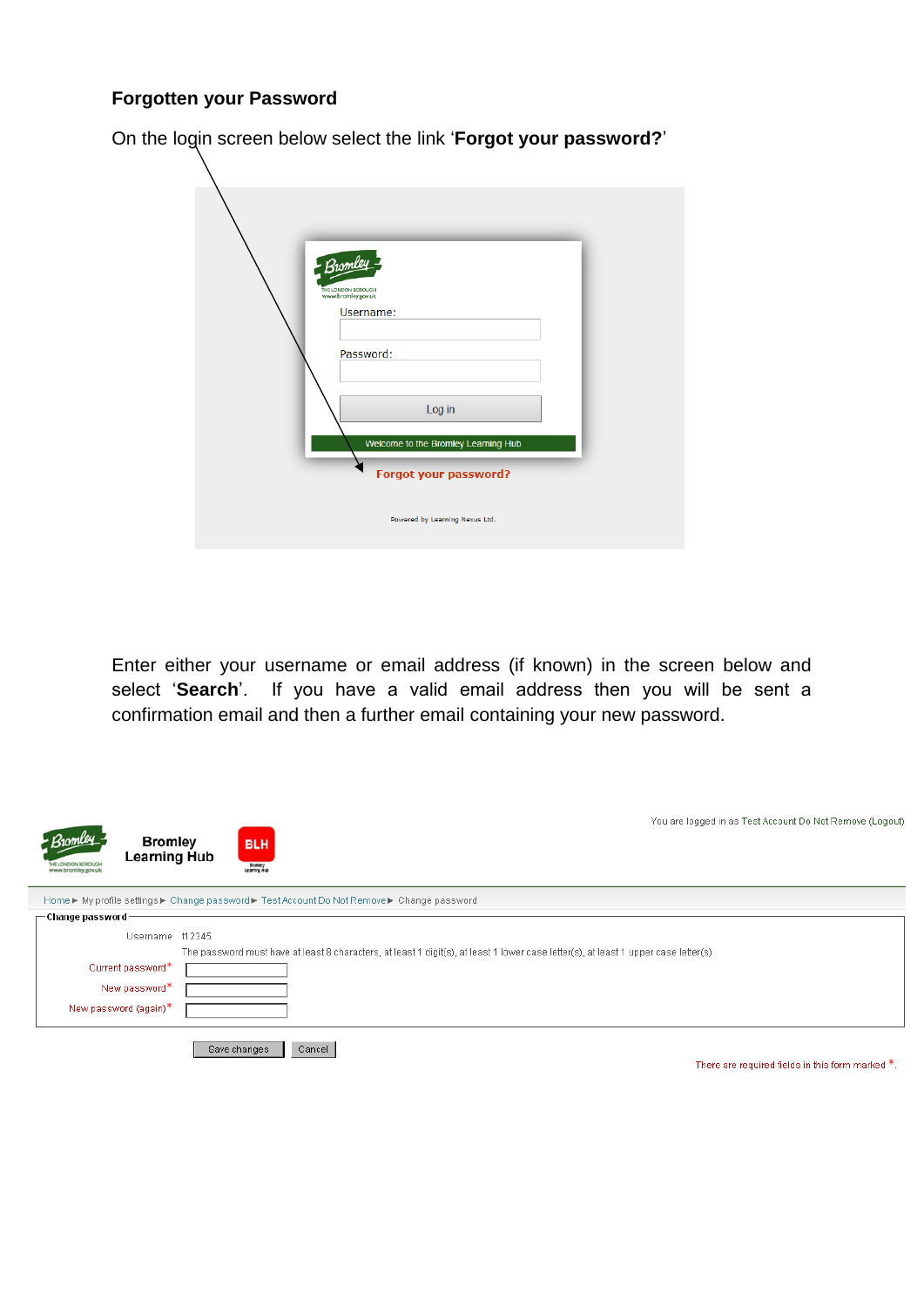**Forgotten your Password**

On the login screen below select the link '**Forgot your password?**'

Username:

Password:

Log in

Welcome to the Bromley Learning Hub

Forgot your password?

Powered by Learning Nexus Ltd.

Enter either your username or email address (if known) in the screen below and select '**Search**'. If you have a valid email address then you will be sent a confirmation email and then a further email containing your new password.

You are logged in as Test Account Do Not Remove (Logout)

Bromley Learning Hub

BLH

Home ► My profile settings ► Change password ► Test Account Do Not Remove ► Change password

Change password

Username t12345

The password must have at least 8 characters, at least 1 digit(s), at least 1 lower case letter(s), at least 1 upper case letter(s)

Current password*

New password*

New password (again)*

Save changes | Cancel

There are required fields in this form marked *.